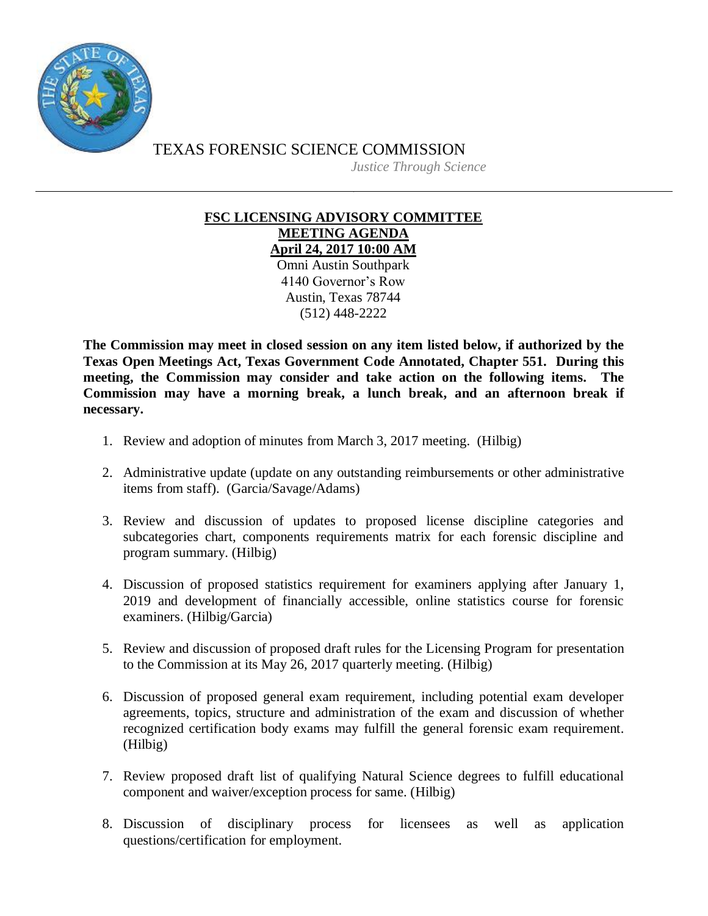TEXAS FORENSIC SCIENCE COMMISSION

*Justice Through Science*

---

**FSC LICENSING ADVISORY COMMITTEE**
**MEETING AGENDA**
**April 24, 2017 10:00 AM**

Omni Austin Southpark
4140 Governor's Row
Austin, Texas 78744
(512) 448-2222

**The Commission may meet in closed session on any item listed below, if authorized by the Texas Open Meetings Act, Texas Government Code Annotated, Chapter 551. During this meeting, the Commission may consider and take action on the following items. The Commission may have a morning break, a lunch break, and an afternoon break if necessary.**

1. Review and adoption of minutes from March 3, 2017 meeting. (Hilbig)
2. Administrative update (update on any outstanding reimbursements or other administrative items from staff). (Garcia/Savage/Adams)
3. Review and discussion of updates to proposed license discipline categories and subcategories chart, components requirements matrix for each forensic discipline and program summary. (Hilbig)
4. Discussion of proposed statistics requirement for examiners applying after January 1, 2019 and development of financially accessible, online statistics course for forensic examiners. (Hilbig/Garcia)
5. Review and discussion of proposed draft rules for the Licensing Program for presentation to the Commission at its May 26, 2017 quarterly meeting. (Hilbig)
6. Discussion of proposed general exam requirement, including potential exam developer agreements, topics, structure and administration of the exam and discussion of whether recognized certification body exams may fulfill the general forensic exam requirement. (Hilbig)
7. Review proposed draft list of qualifying Natural Science degrees to fulfill educational component and waiver/exception process for same. (Hilbig)
8. Discussion of disciplinary process for licensees as well as application questions/certification for employment.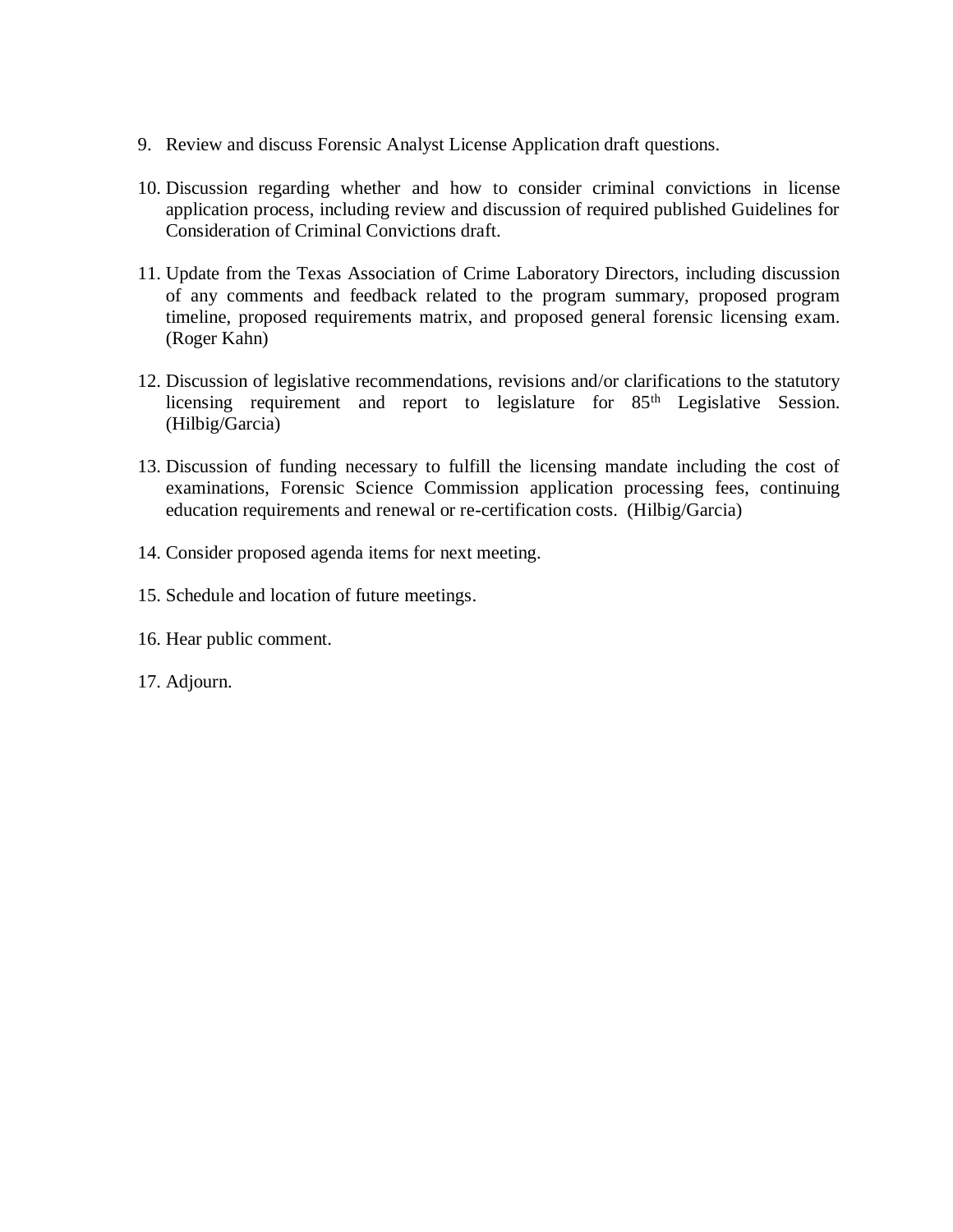9. Review and discuss Forensic Analyst License Application draft questions.

10. Discussion regarding whether and how to consider criminal convictions in license application process, including review and discussion of required published Guidelines for Consideration of Criminal Convictions draft.

11. Update from the Texas Association of Crime Laboratory Directors, including discussion of any comments and feedback related to the program summary, proposed program timeline, proposed requirements matrix, and proposed general forensic licensing exam. (Roger Kahn)

12. Discussion of legislative recommendations, revisions and/or clarifications to the statutory licensing requirement and report to legislature for 85th Legislative Session. (Hilbig/Garcia)

13. Discussion of funding necessary to fulfill the licensing mandate including the cost of examinations, Forensic Science Commission application processing fees, continuing education requirements and renewal or re-certification costs. (Hilbig/Garcia)

14. Consider proposed agenda items for next meeting.

15. Schedule and location of future meetings.

16. Hear public comment.

17. Adjourn.